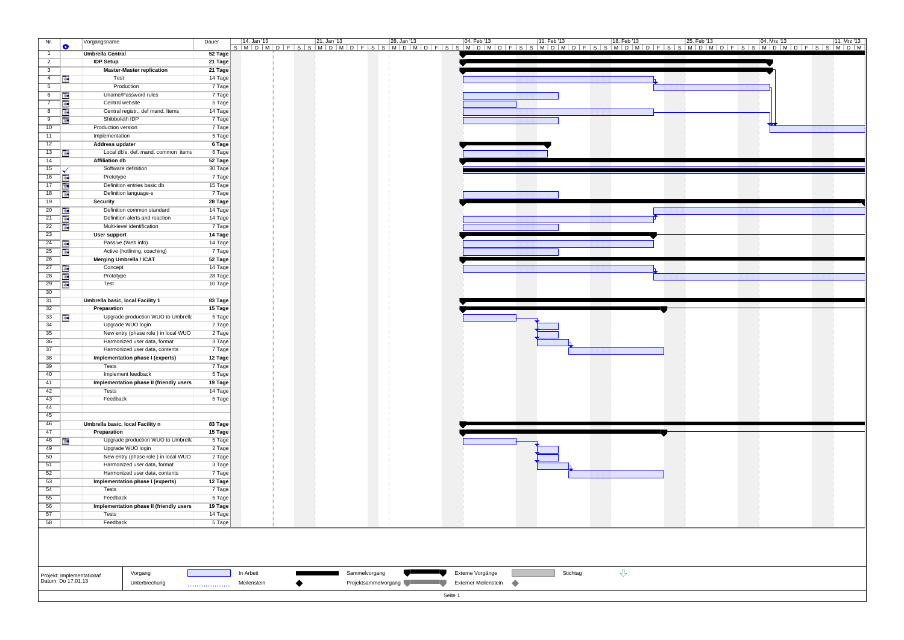| Nr. | | Vorgangsname | Dauer |
|---|---|---|---|
| 1 | | **Umbrella Central** | **52 Tage** |
| 2 | | **IDP Setup** | **21 Tage** |
| 3 | | **Master-Master replication** | **21 Tage** |
| 4 | | Test | 14 Tage |
| 5 | | Production | 7 Tage |
| 6 | | Uname/Password rules | 7 Tage |
| 7 | | Central website | 5 Tage |
| 8 | | Central registr., def mand. Items | 14 Tage |
| 9 | | Shibboleth IDP | 7 Tage |
| 10 | | Production version | 7 Tage |
| 11 | | Implementation | 5 Tage |
| 12 | | **Address updater** | **6 Tage** |
| 13 | | Local db's, def. mand. common items | 6 Tage |
| 14 | | **Affiliation db** | **52 Tage** |
| 15 | ✓ | Software definition | 30 Tage |
| 16 | | Prototype | 7 Tage |
| 17 | | Definition entries basic db | 15 Tage |
| 18 | | Definition language-s | 7 Tage |
| 19 | | **Security** | **28 Tage** |
| 20 | | Definition common standard | 14 Tage |
| 21 | | Definition alerts and reaction | 14 Tage |
| 22 | | Multi-level identification | 7 Tage |
| 23 | | **User support** | **14 Tage** |
| 24 | | Passive (Web info) | 14 Tage |
| 25 | | Active (hotlining, coaching) | 7 Tage |
| 26 | | **Merging Umbrella / ICAT** | **52 Tage** |
| 27 | | Concept | 14 Tage |
| 28 | | Prototype | 28 Tage |
| 29 | | Test | 10 Tage |
| 30 | | | |
| 31 | | **Umbrella basic, local Facility 1** | **83 Tage** |
| 32 | | **Preparation** | **15 Tage** |
| 33 | | Upgrade production WUO to Umbrella | 5 Tage |
| 34 | | Upgrade WUO login | 2 Tage |
| 35 | | New entry (phase role ) in local WUO | 2 Tage |
| 36 | | Harmonized user data, format | 3 Tage |
| 37 | | Harmonized user data, contents | 7 Tage |
| 38 | | **Implementation phase I (experts)** | **12 Tage** |
| 39 | | Tests | 7 Tage |
| 40 | | Implement feedback | 5 Tage |
| 41 | | **Implementation phase II (friendly users** | **19 Tage** |
| 42 | | Tests | 14 Tage |
| 43 | | Feedback | 5 Tage |
| 44 | | | |
| 45 | | | |
| 46 | | **Umbrella basic, local Facility n** | **83 Tage** |
| 47 | | **Preparation** | **15 Tage** |
| 48 | | Upgrade production WUO to Umbrella | 5 Tage |
| 49 | | Upgrade WUO login | 2 Tage |
| 50 | | New entry (phase role ) in local WUO | 2 Tage |
| 51 | | Harmonized user data, format | 3 Tage |
| 52 | | Harmonized user data, contents | 7 Tage |
| 53 | | **Implementation phase I (experts)** | **12 Tage** |
| 54 | | Tests | 7 Tage |
| 55 | | Feedback | 5 Tage |
| 56 | | **Implementation phase II (friendly users** | **19 Tage** |
| 57 | | Tests | 14 Tage |
| 58 | | Feedback | 5 Tage |

Timeline: 14. Jan '13 | 21. Jan '13 | 28. Jan '13 | 04. Feb '13 | 11. Feb '13 | 18. Feb '13 | 25. Feb '13 | 04. Mrz '13 | 11. Mrz '13

Projekt: Implementationaf
Datum: Do 17.01.13

Legend: Vorgang | Unterbrechung | In Arbeit | Meilenstein | Sammelvorgang | Projektsammelvorgang | Externe Vorgänge | Externer Meilenstein | Stichtag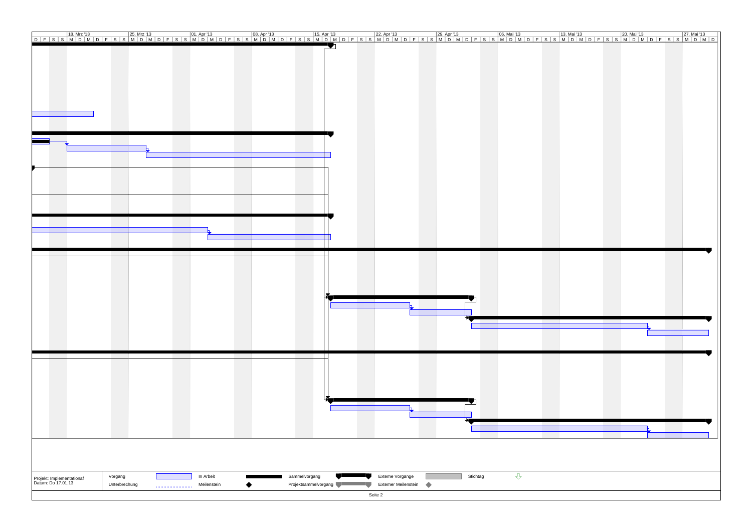18. Mrz '13
25. Mrz '13
01. Apr '13
08. Apr '13
15. Apr '13
22. Apr '13
29. Apr '13
06. Mai '13
13. Mai '13
20. Mai '13
27. Mai '13

D F S S M D M D F S S M D M D F S S M D M D F S S M D M D F S S M D M D F S S M D M D F S S M D M D F S S M D M D F S S M D M D F S S M D M D F S S M D M D F S S M D M D

| | | | | | | | | | |
|---|---|---|---|---|---|---|---|---|---|
| Projekt: Implementationaf<br>Datum: Do 17.01.13 | Vorgang | | In Arbeit | | Sammelvorgang | | Externe Vorgänge | | Stichtag |
| | Unterbrechung | | Meilenstein | | Projektsammelvorgang | | Externer Meilenstein | | |

Seite 2